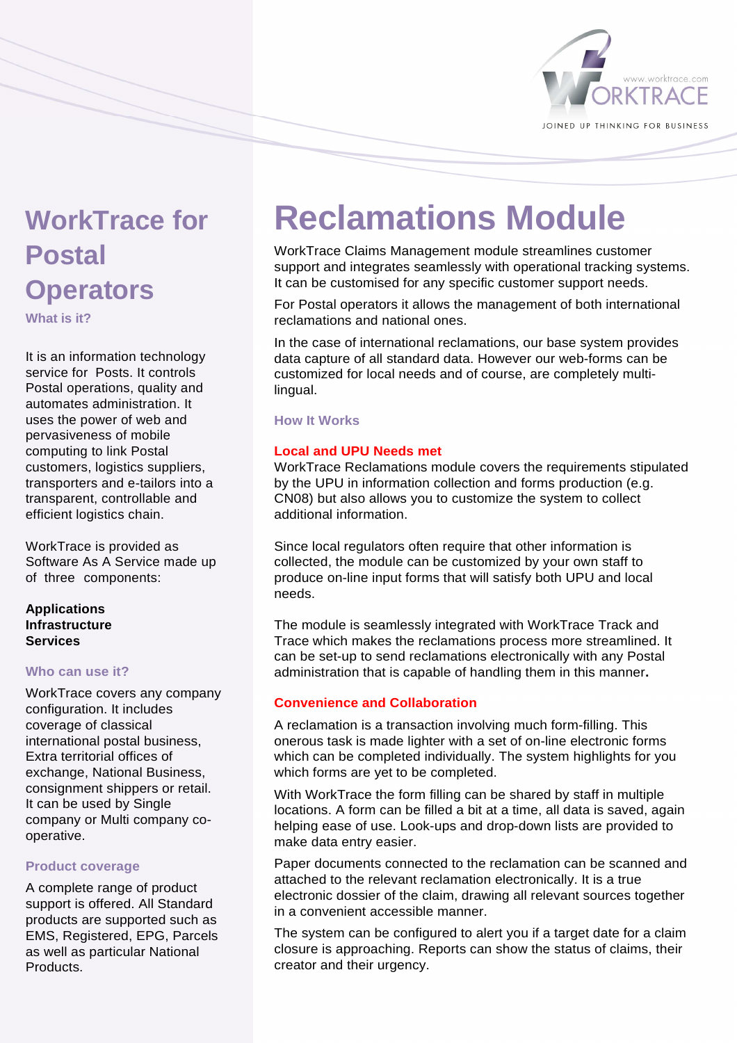# WorkTrace for Postal Operators

## What is it?

It is an information technology service for Posts. It controls Postal operations, quality and automates administration. It uses the power of web and pervasiveness of mobile computing to link Postal customers, logistics suppliers, transporters and e-tailors into a transparent, controllable and efficient logistics chain.

WorkTrace is provided as Software As A Service made up of three components:

**Applications**
**Infrastructure**
**Services**

## Who can use it?

WorkTrace covers any company configuration. It includes coverage of classical international postal business, Extra territorial offices of exchange, National Business, consignment shippers or retail. It can be used by Single company or Multi company co-operative.

## Product coverage

A complete range of product support is offered. All Standard products are supported such as EMS, Registered, EPG, Parcels as well as particular National Products.

# Reclamations Module

WorkTrace Claims Management module streamlines customer support and integrates seamlessly with operational tracking systems. It can be customised for any specific customer support needs.

For Postal operators it allows the management of both international reclamations and national ones.

In the case of international reclamations, our base system provides data capture of all standard data. However our web-forms can be customized for local needs and of course, are completely multi-lingual.

## How It Works

### Local and UPU Needs met

WorkTrace Reclamations module covers the requirements stipulated by the UPU in information collection and forms production (e.g. CN08) but also allows you to customize the system to collect additional information.

Since local regulators often require that other information is collected, the module can be customized by your own staff to produce on-line input forms that will satisfy both UPU and local needs.

The module is seamlessly integrated with WorkTrace Track and Trace which makes the reclamations process more streamlined. It can be set-up to send reclamations electronically with any Postal administration that is capable of handling them in this manner.

### Convenience and Collaboration

A reclamation is a transaction involving much form-filling. This onerous task is made lighter with a set of on-line electronic forms which can be completed individually. The system highlights for you which forms are yet to be completed.

With WorkTrace the form filling can be shared by staff in multiple locations. A form can be filled a bit at a time, all data is saved, again helping ease of use. Look-ups and drop-down lists are provided to make data entry easier.

Paper documents connected to the reclamation can be scanned and attached to the relevant reclamation electronically. It is a true electronic dossier of the claim, drawing all relevant sources together in a convenient accessible manner.

The system can be configured to alert you if a target date for a claim closure is approaching. Reports can show the status of claims, their creator and their urgency.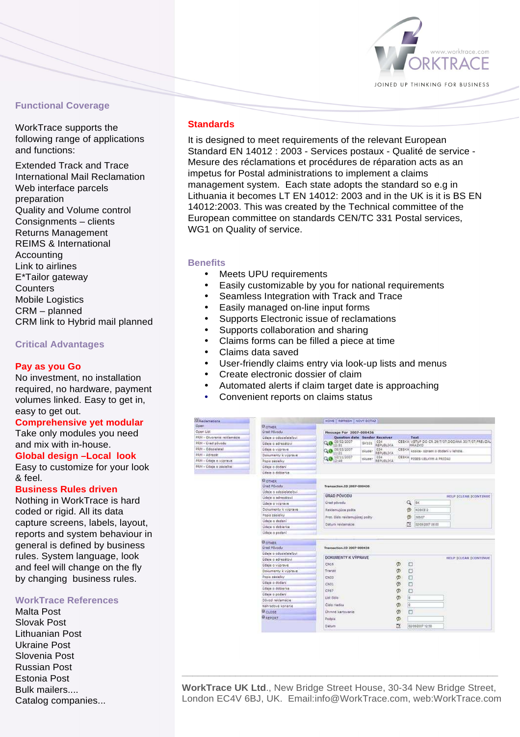www.worktrace.com
WORKTRACE
JOINED UP THINKING FOR BUSINESS

## Functional Coverage

WorkTrace supports the following range of applications and functions:

Extended Track and Trace
International Mail Reclamation
Web interface parcels preparation
Quality and Volume control
Consignments – clients
Returns Management
REIMS & International Accounting
Link to airlines
E*Tailor gateway
Counters
Mobile Logistics
CRM – planned
CRM link to Hybrid mail planned

## Critical Advantages

**Pay as you Go**
No investment, no installation required, no hardware, payment volumes linked. Easy to get in, easy to get out.

**Comprehensive yet modular**
Take only modules you need and mix with in-house.

**Global design –Local look**
Easy to customize for your look & feel.

**Business Rules driven**
Nothing in WorkTrace is hard coded or rigid. All its data capture screens, labels, layout, reports and system behaviour in general is defined by business rules. System language, look and feel will change on the fly by changing business rules.

## WorkTrace References

Malta Post
Slovak Post
Lithuanian Post
Ukraine Post
Slovenia Post
Russian Post
Estonia Post
Bulk mailers....
Catalog companies...

## Standards

It is designed to meet requirements of the relevant European Standard EN 14012 : 2003 - Services postaux - Qualité de service - Mesure des réclamations et procédures de réparation acts as an impetus for Postal administrations to implement a claims management system. Each state adopts the standard so e.g in Lithuania it becomes LT EN 14012: 2003 and in the UK is it is BS EN 14012:2003. This was created by the Technical committee of the European committee on standards CEN/TC 331 Postal services, WG1 on Quality of service.

## Benefits

- Meets UPU requirements
- Easily customizable by you for national requirements
- Seamless Integration with Track and Trace
- Easily managed on-line input forms
- Supports Electronic issue of reclamations
- Supports collaboration and sharing
- Claims forms can be filled a piece at time
- Claims data saved
- User-friendly claims entry via look-up lists and menus
- Create electronic dossier of claim
- Automated alerts if claim target date is approaching
- Convenient reports on claims status

**WorkTrace UK Ltd**., New Bridge Street House, 30-34 New Bridge Street, London EC4V 6BJ, UK. Email:info@WorkTrace.com, web:WorkTrace.com